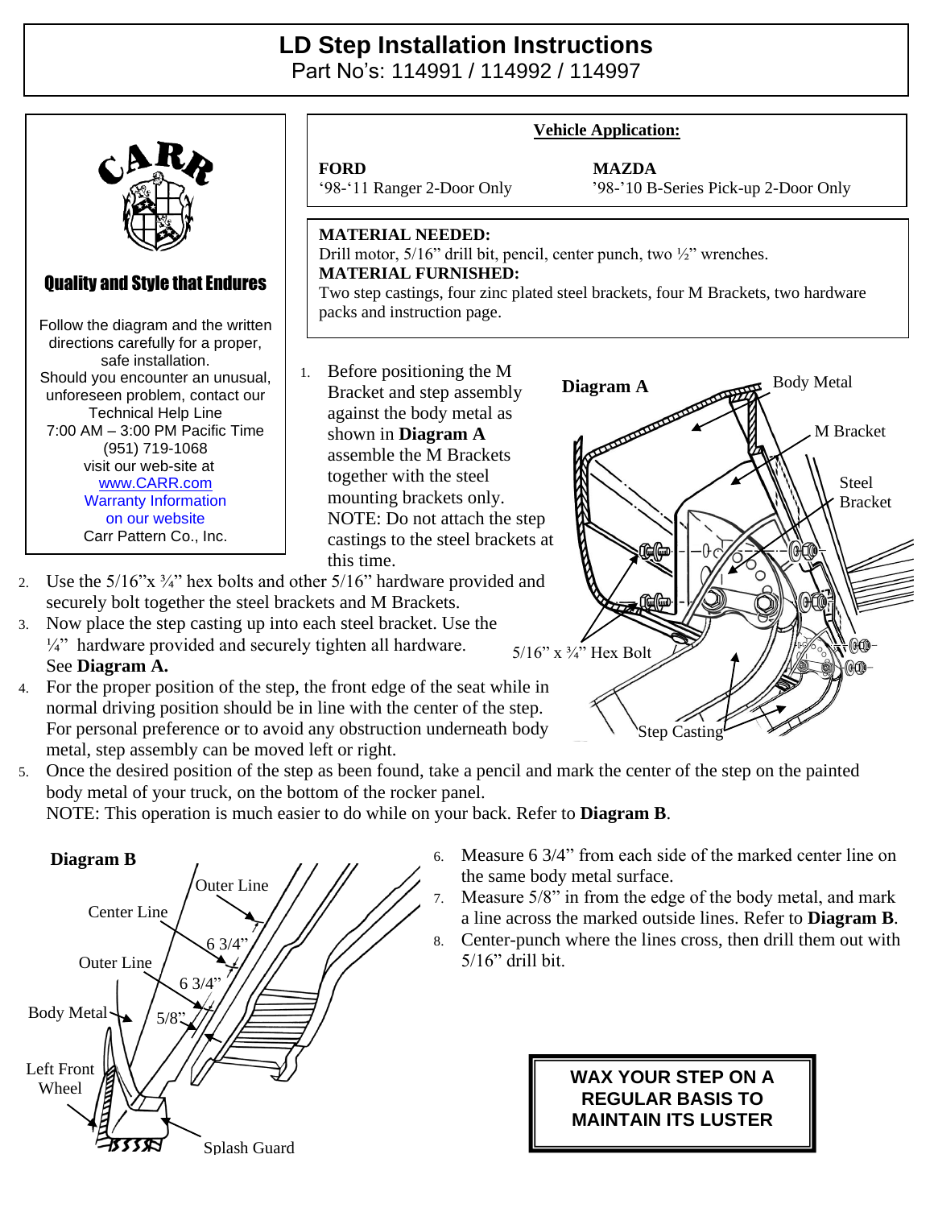# LD Step Installation Instructions

Part No's: 114991 / 114992 / 114997

CARR

**Quality and Style that Endures**

Follow the diagram and the written directions carefully for a proper, safe installation.
Should you encounter an unusual, unforeseen problem, contact our Technical Help Line
7:00 AM – 3:00 PM Pacific Time
(951) 719-1068
visit our web-site at
www.CARR.com
Warranty Information on our website
Carr Pattern Co., Inc.

**Vehicle Application:**

| **FORD** | **MAZDA** |
|---|---|
| '98-'11 Ranger 2-Door Only | '98-'10 B-Series Pick-up 2-Door Only |

**MATERIAL NEEDED:**
Drill motor, 5/16" drill bit, pencil, center punch, two ½" wrenches.

**MATERIAL FURNISHED:**
Two step castings, four zinc plated steel brackets, four M Brackets, two hardware packs and instruction page.

1. Before positioning the M Bracket and step assembly against the body metal as shown in **Diagram A** assemble the M Brackets together with the steel mounting brackets only. NOTE: Do not attach the step castings to the steel brackets at this time.
2. Use the 5/16"x ¾" hex bolts and other 5/16" hardware provided and securely bolt together the steel brackets and M Brackets.
3. Now place the step casting up into each steel bracket. Use the ¼" hardware provided and securely tighten all hardware. See **Diagram A.**
4. For the proper position of the step, the front edge of the seat while in normal driving position should be in line with the center of the step. For personal preference or to avoid any obstruction underneath body metal, step assembly can be moved left or right.
5. Once the desired position of the step as been found, take a pencil and mark the center of the step on the painted body metal of your truck, on the bottom of the rocker panel.
   NOTE: This operation is much easier to do while on your back. Refer to **Diagram B**.

**Diagram A**

Body Metal, M Bracket, Steel Bracket, 5/16" x ¾" Hex Bolt, Step Casting

**Diagram B**

Outer Line, Center Line, 6 3/4", Outer Line, 6 3/4", Body Metal, 5/8", Left Front Wheel, Splash Guard

6. Measure 6 3/4" from each side of the marked center line on the same body metal surface.
7. Measure 5/8" in from the edge of the body metal, and mark a line across the marked outside lines. Refer to **Diagram B**.
8. Center-punch where the lines cross, then drill them out with 5/16" drill bit.

**WAX YOUR STEP ON A REGULAR BASIS TO MAINTAIN ITS LUSTER**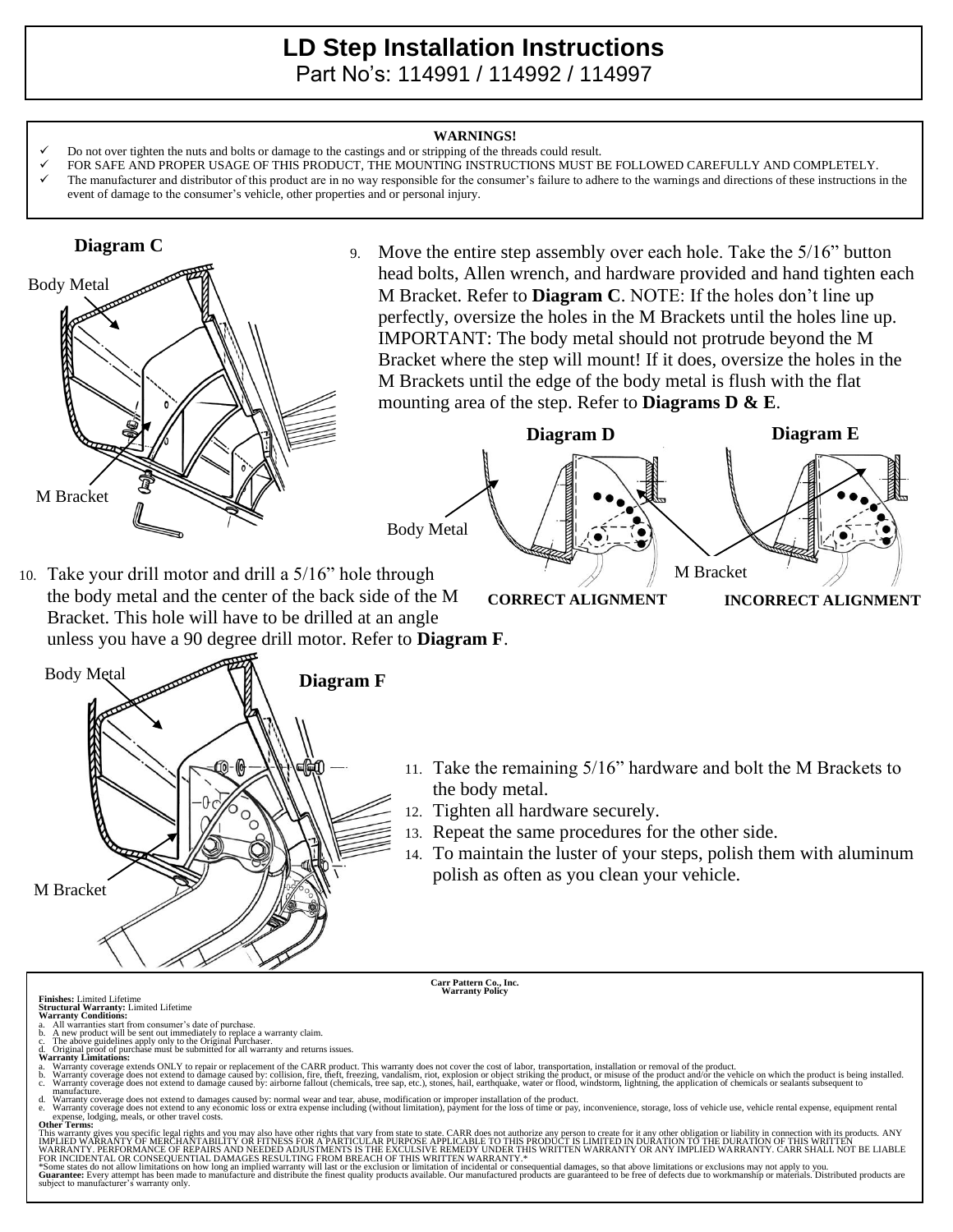# LD Step Installation Instructions

Part No's: 114991 / 114992 / 114997

**WARNINGS!**

- ✓ Do not over tighten the nuts and bolts or damage to the castings and or stripping of the threads could result.
- ✓ FOR SAFE AND PROPER USAGE OF THIS PRODUCT, THE MOUNTING INSTRUCTIONS MUST BE FOLLOWED CAREFULLY AND COMPLETELY.
- ✓ The manufacturer and distributor of this product are in no way responsible for the consumer's failure to adhere to the warnings and directions of these instructions in the event of damage to the consumer's vehicle, other properties and or personal injury.

**Diagram C**

Body Metal

M Bracket

9. Move the entire step assembly over each hole. Take the 5/16" button head bolts, Allen wrench, and hardware provided and hand tighten each M Bracket. Refer to **Diagram C**. NOTE: If the holes don't line up perfectly, oversize the holes in the M Brackets until the holes line up. IMPORTANT: The body metal should not protrude beyond the M Bracket where the step will mount! If it does, oversize the holes in the M Brackets until the edge of the body metal is flush with the flat mounting area of the step. Refer to **Diagrams D & E**.

**Diagram D** **Diagram E**

Body Metal

M Bracket

**CORRECT ALIGNMENT** **INCORRECT ALIGNMENT**

10. Take your drill motor and drill a 5/16" hole through the body metal and the center of the back side of the M Bracket. This hole will have to be drilled at an angle unless you have a 90 degree drill motor. Refer to **Diagram F**.

Body Metal

**Diagram F**

M Bracket

11. Take the remaining 5/16" hardware and bolt the M Brackets to the body metal.
12. Tighten all hardware securely.
13. Repeat the same procedures for the other side.
14. To maintain the luster of your steps, polish them with aluminum polish as often as you clean your vehicle.

**Carr Pattern Co., Inc.**
**Warranty Policy**

**Finishes:** Limited Lifetime
**Structural Warranty:** Limited Lifetime
**Warranty Conditions:**

a. All warranties start from consumer's date of purchase.
b. A new product will be sent out immediately to replace a warranty claim.
c. The above guidelines apply only to the Original Purchaser.
d. Original proof of purchase must be submitted for all warranty and returns issues.

**Warranty Limitations:**

a. Warranty coverage extends ONLY to repair or replacement of the CARR product. This warranty does not cover the cost of labor, transportation, installation or removal of the product.
b. Warranty coverage does not extend to damage caused by: collision, fire, theft, freezing, vandalism, riot, explosion or object striking the product, or misuse of the product and/or the vehicle on which the product is being installed.
c. Warranty coverage does not extend to damage caused by: airborne fallout (chemicals, tree sap, etc.), stones, hail, earthquake, water or flood, windstorm, lightning, the application of chemicals or sealants subsequent to manufacture.
d. Warranty coverage does not extend to damages caused by: normal wear and tear, abuse, modification or improper installation of the product.
e. Warranty coverage does not extend to any economic loss or extra expense including (without limitation), payment for the loss of time or pay, inconvenience, storage, loss of vehicle use, vehicle rental expense, equipment rental expense, lodging, meals, or other travel costs.

**Other Terms:**

This warranty gives you specific legal rights and you may also have other rights that vary from state to state. CARR does not authorize any person to create for it any other obligation or liability in connection with its products. ANY IMPLIED WARRANTY OF MERCHANTABILITY OR FITNESS FOR A PARTICULAR PURPOSE APPLICABLE TO THIS PRODUCT IS LIMITED IN DURATION TO THE DURATION OF THIS WRITTEN WARRANTY. PERFORMANCE OF REPAIRS AND NEEDED ADJUSTMENTS IS THE EXCULSIVE REMEDY UNDER THIS WRITTEN WARRANTY OR ANY IMPLIED WARRANTY. CARR SHALL NOT BE LIABLE FOR INCIDENTAL OR CONSEQUENTIAL DAMAGES RESULTING FROM BREACH OF THIS WRITTEN WARRANTY.*
*Some states do not allow limitations on how long an implied warranty will last or the exclusion or limitation of incidental or consequential damages, so that above limitations or exclusions may not apply to you.
**Guarantee:** Every attempt has been made to manufacture and distribute the finest quality products available. Our manufactured products are guaranteed to be free of defects due to workmanship or materials. Distributed products are subject to manufacturer's warranty only.